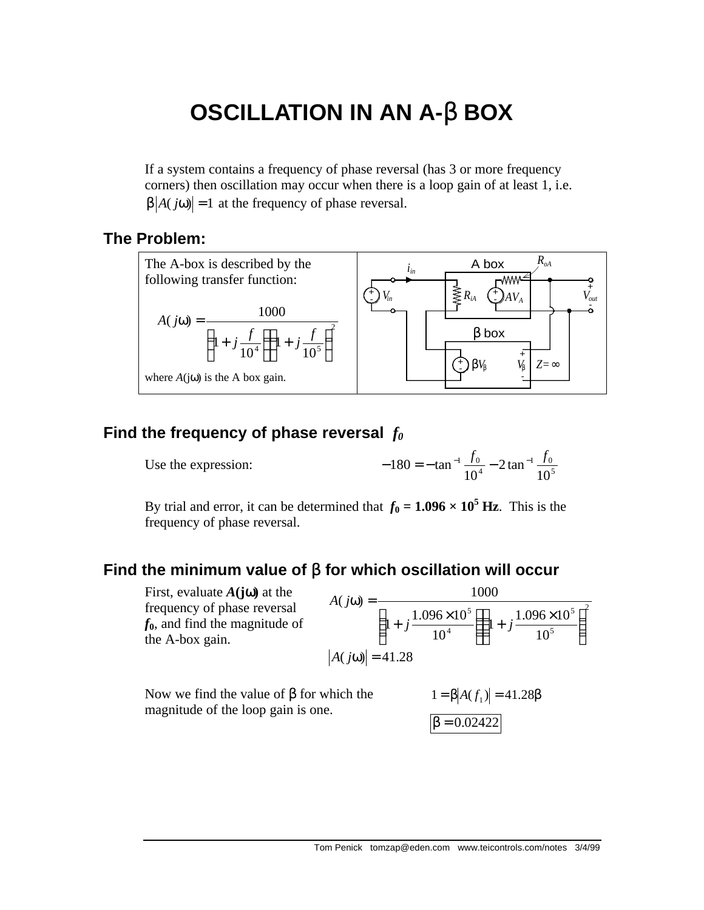# OSCILLATION IN AN A-β BOX

If a system contains a frequency of phase reversal (has 3 or more frequency corners) then oscillation may occur when there is a loop gain of at least 1, i.e. $\beta|A(j\omega)| = 1$ at the frequency of phase reversal.

## The Problem:

The A-box is described by the following transfer function:

$$A(j\omega) = \frac{1000}{\left(1 + j\frac{f}{10^4}\right)\left(1 + j\frac{f}{10^5}\right)^2}$$

where $A(j\omega)$ is the A box gain.

## Find the frequency of phase reversal $f_0$

Use the expression:

$$-180 = -\tan^{-1}\frac{f_0}{10^4} - 2\tan^{-1}\frac{f_0}{10^5}$$

By trial and error, it can be determined that $\boldsymbol{f_0 = 1.096 \times 10^5}$ **Hz**. This is the frequency of phase reversal.

## Find the minimum value of β for which oscillation will occur

First, evaluate $\boldsymbol{A(j\omega)}$ at the frequency of phase reversal $\boldsymbol{f_0}$, and find the magnitude of the A-box gain.

$$A(j\omega) = \frac{1000}{\left(1 + j\frac{1.096 \times 10^5}{10^4}\right)\left(1 + j\frac{1.096 \times 10^5}{10^5}\right)^2}$$

$$|A(j\omega)| = 41.28$$

Now we find the value of β for which the magnitude of the loop gain is one.

$$1 = \beta|A(f_1)| = 41.28\beta$$

$$\boxed{\beta = 0.02422}$$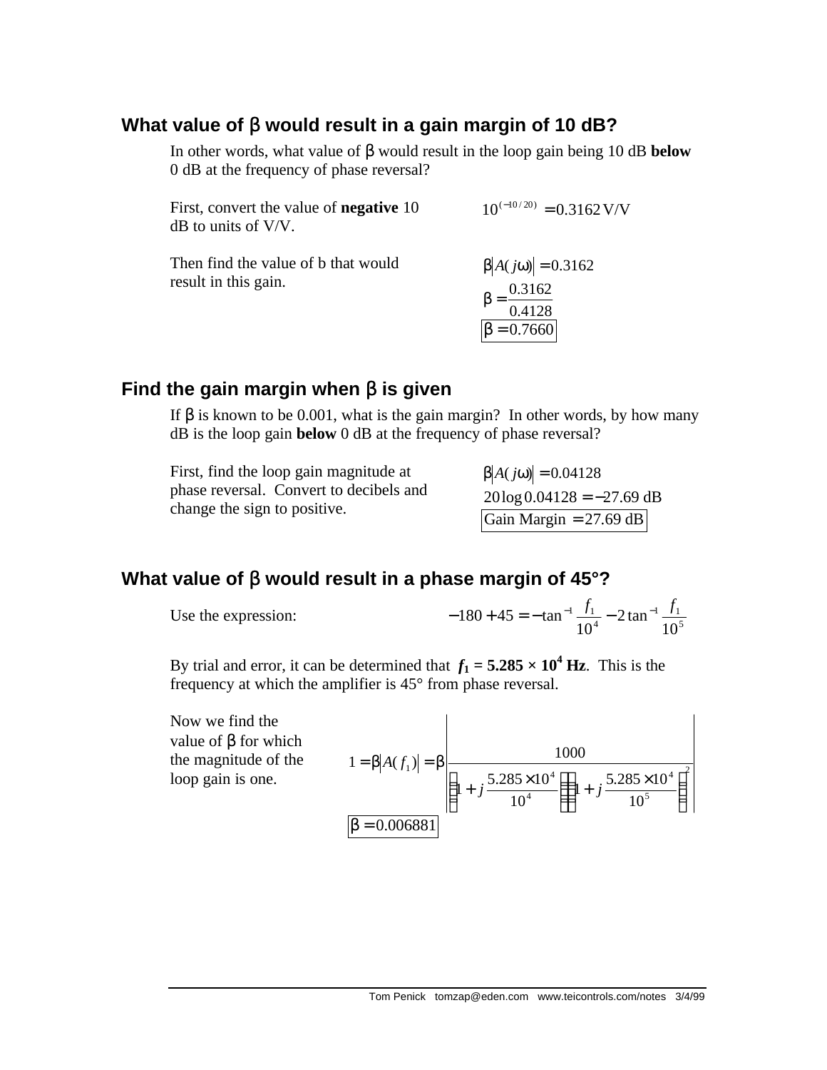## What value of β would result in a gain margin of 10 dB?

In other words, what value of β would result in the loop gain being 10 dB **below** 0 dB at the frequency of phase reversal?

First, convert the value of **negative** 10 dB to units of V/V.

$$10^{(-10/20)} = 0.3162\,\text{V/V}$$

Then find the value of b that would result in this gain.

$$\beta\left|A(j\omega)\right| = 0.3162$$

$$\beta = \frac{0.3162}{0.4128}$$

$$\boxed{\beta = 0.7660}$$

## Find the gain margin when β is given

If β is known to be 0.001, what is the gain margin? In other words, by how many dB is the loop gain **below** 0 dB at the frequency of phase reversal?

First, find the loop gain magnitude at phase reversal. Convert to decibels and change the sign to positive.

$$\beta\left|A(j\omega)\right| = 0.04128$$

$$20\log 0.04128 = -27.69\text{ dB}$$

$$\boxed{\text{Gain Margin} = 27.69\text{ dB}}$$

## What value of β would result in a phase margin of 45°?

Use the expression:

$$-180 + 45 = -\tan^{-1}\frac{f_1}{10^4} - 2\tan^{-1}\frac{f_1}{10^5}$$

By trial and error, it can be determined that $f_1 = 5.285 \times 10^4$ **Hz**. This is the frequency at which the amplifier is 45° from phase reversal.

Now we find the value of β for which the magnitude of the loop gain is one.

$$1 = \beta\left|A(f_1)\right| = \beta\left|\frac{1000}{\left(1 + j\frac{5.285\times10^4}{10^4}\right)\left(1 + j\frac{5.285\times10^4}{10^5}\right)^2}\right|$$

$$\boxed{\beta = 0.006881}$$